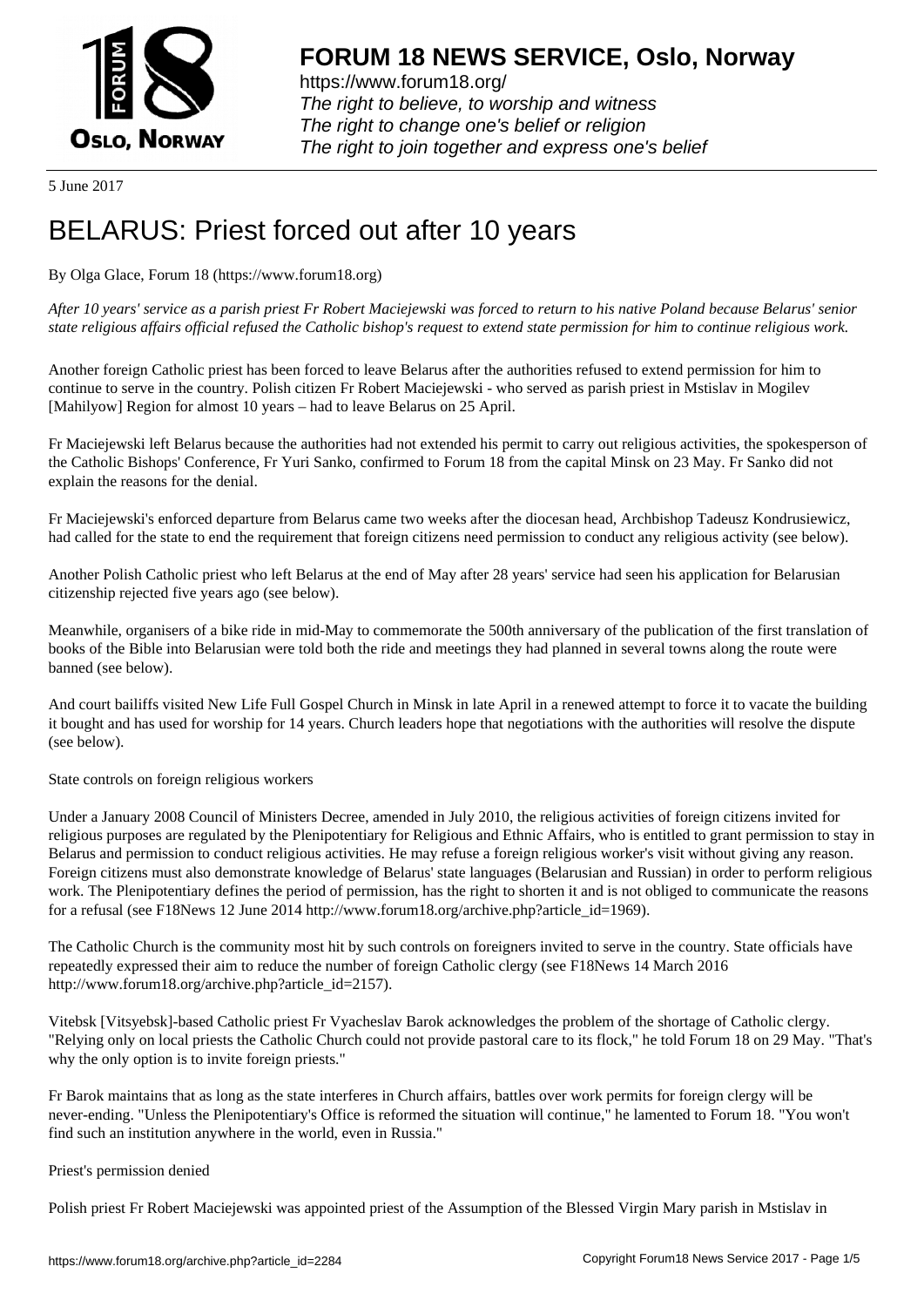# FORUM 18 NEWS SERVICE, Oslo, Norway

https://www.forum18.org/
*The right to believe, to worship and witness*
*The right to change one's belief or religion*
*The right to join together and express one's belief*

5 June 2017

# BELARUS: Priest forced out after 10 years

By Olga Glace, Forum 18 (https://www.forum18.org)

*After 10 years' service as a parish priest Fr Robert Maciejewski was forced to return to his native Poland because Belarus' senior state religious affairs official refused the Catholic bishop's request to extend state permission for him to continue religious work.*

Another foreign Catholic priest has been forced to leave Belarus after the authorities refused to extend permission for him to continue to serve in the country. Polish citizen Fr Robert Maciejewski - who served as parish priest in Mstislav in Mogilev [Mahilyow] Region for almost 10 years – had to leave Belarus on 25 April.

Fr Maciejewski left Belarus because the authorities had not extended his permit to carry out religious activities, the spokesperson of the Catholic Bishops' Conference, Fr Yuri Sanko, confirmed to Forum 18 from the capital Minsk on 23 May. Fr Sanko did not explain the reasons for the denial.

Fr Maciejewski's enforced departure from Belarus came two weeks after the diocesan head, Archbishop Tadeusz Kondrusiewicz, had called for the state to end the requirement that foreign citizens need permission to conduct any religious activity (see below).

Another Polish Catholic priest who left Belarus at the end of May after 28 years' service had seen his application for Belarusian citizenship rejected five years ago (see below).

Meanwhile, organisers of a bike ride in mid-May to commemorate the 500th anniversary of the publication of the first translation of books of the Bible into Belarusian were told both the ride and meetings they had planned in several towns along the route were banned (see below).

And court bailiffs visited New Life Full Gospel Church in Minsk in late April in a renewed attempt to force it to vacate the building it bought and has used for worship for 14 years. Church leaders hope that negotiations with the authorities will resolve the dispute (see below).

## State controls on foreign religious workers

Under a January 2008 Council of Ministers Decree, amended in July 2010, the religious activities of foreign citizens invited for religious purposes are regulated by the Plenipotentiary for Religious and Ethnic Affairs, who is entitled to grant permission to stay in Belarus and permission to conduct religious activities. He may refuse a foreign religious worker's visit without giving any reason. Foreign citizens must also demonstrate knowledge of Belarus' state languages (Belarusian and Russian) in order to perform religious work. The Plenipotentiary defines the period of permission, has the right to shorten it and is not obliged to communicate the reasons for a refusal (see F18News 12 June 2014 http://www.forum18.org/archive.php?article_id=1969).

The Catholic Church is the community most hit by such controls on foreigners invited to serve in the country. State officials have repeatedly expressed their aim to reduce the number of foreign Catholic clergy (see F18News 14 March 2016 http://www.forum18.org/archive.php?article_id=2157).

Vitebsk [Vitsyebsk]-based Catholic priest Fr Vyacheslav Barok acknowledges the problem of the shortage of Catholic clergy. "Relying only on local priests the Catholic Church could not provide pastoral care to its flock," he told Forum 18 on 29 May. "That's why the only option is to invite foreign priests."

Fr Barok maintains that as long as the state interferes in Church affairs, battles over work permits for foreign clergy will be never-ending. "Unless the Plenipotentiary's Office is reformed the situation will continue," he lamented to Forum 18. "You won't find such an institution anywhere in the world, even in Russia."

## Priest's permission denied

Polish priest Fr Robert Maciejewski was appointed priest of the Assumption of the Blessed Virgin Mary parish in Mstislav in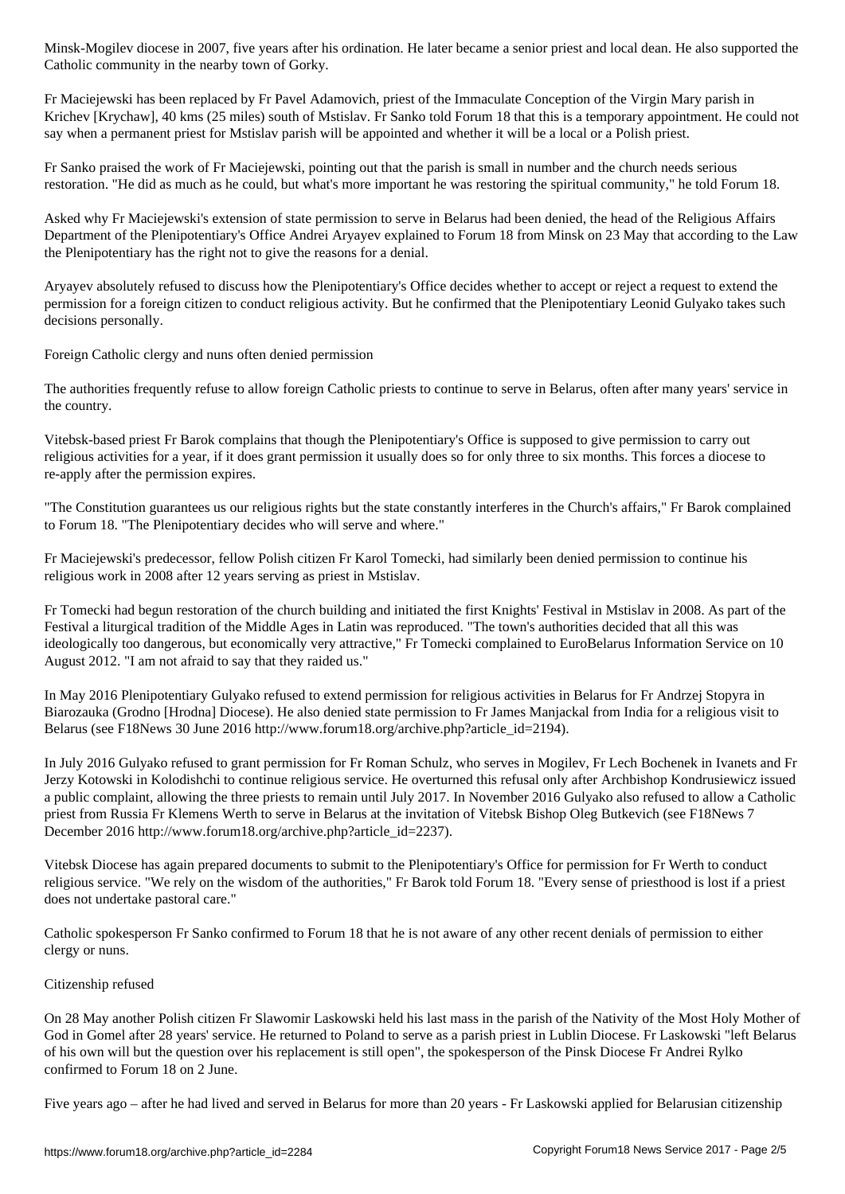Minsk-Mogilev diocese in 2007, five years after his ordination. He later became a senior priest and local dean. He also supported the Catholic community in the nearby town of Gorky.

Fr Maciejewski has been replaced by Fr Pavel Adamovich, priest of the Immaculate Conception of the Virgin Mary parish in Krichev [Krychaw], 40 kms (25 miles) south of Mstislav. Fr Sanko told Forum 18 that this is a temporary appointment. He could not say when a permanent priest for Mstislav parish will be appointed and whether it will be a local or a Polish priest.

Fr Sanko praised the work of Fr Maciejewski, pointing out that the parish is small in number and the church needs serious restoration. "He did as much as he could, but what's more important he was restoring the spiritual community," he told Forum 18.

Asked why Fr Maciejewski's extension of state permission to serve in Belarus had been denied, the head of the Religious Affairs Department of the Plenipotentiary's Office Andrei Aryayev explained to Forum 18 from Minsk on 23 May that according to the Law the Plenipotentiary has the right not to give the reasons for a denial.

Aryayev absolutely refused to discuss how the Plenipotentiary's Office decides whether to accept or reject a request to extend the permission for a foreign citizen to conduct religious activity. But he confirmed that the Plenipotentiary Leonid Gulyako takes such decisions personally.

## Foreign Catholic clergy and nuns often denied permission

The authorities frequently refuse to allow foreign Catholic priests to continue to serve in Belarus, often after many years' service in the country.

Vitebsk-based priest Fr Barok complains that though the Plenipotentiary's Office is supposed to give permission to carry out religious activities for a year, if it does grant permission it usually does so for only three to six months. This forces a diocese to re-apply after the permission expires.

"The Constitution guarantees us our religious rights but the state constantly interferes in the Church's affairs," Fr Barok complained to Forum 18. "The Plenipotentiary decides who will serve and where."

Fr Maciejewski's predecessor, fellow Polish citizen Fr Karol Tomecki, had similarly been denied permission to continue his religious work in 2008 after 12 years serving as priest in Mstislav.

Fr Tomecki had begun restoration of the church building and initiated the first Knights' Festival in Mstislav in 2008. As part of the Festival a liturgical tradition of the Middle Ages in Latin was reproduced. "The town's authorities decided that all this was ideologically too dangerous, but economically very attractive," Fr Tomecki complained to EuroBelarus Information Service on 10 August 2012. "I am not afraid to say that they raided us."

In May 2016 Plenipotentiary Gulyako refused to extend permission for religious activities in Belarus for Fr Andrzej Stopyra in Biarozauka (Grodno [Hrodna] Diocese). He also denied state permission to Fr James Manjackal from India for a religious visit to Belarus (see F18News 30 June 2016 http://www.forum18.org/archive.php?article_id=2194).

In July 2016 Gulyako refused to grant permission for Fr Roman Schulz, who serves in Mogilev, Fr Lech Bochenek in Ivanets and Fr Jerzy Kotowski in Kolodishchi to continue religious service. He overturned this refusal only after Archbishop Kondrusiewicz issued a public complaint, allowing the three priests to remain until July 2017. In November 2016 Gulyako also refused to allow a Catholic priest from Russia Fr Klemens Werth to serve in Belarus at the invitation of Vitebsk Bishop Oleg Butkevich (see F18News 7 December 2016 http://www.forum18.org/archive.php?article_id=2237).

Vitebsk Diocese has again prepared documents to submit to the Plenipotentiary's Office for permission for Fr Werth to conduct religious service. "We rely on the wisdom of the authorities," Fr Barok told Forum 18. "Every sense of priesthood is lost if a priest does not undertake pastoral care."

Catholic spokesperson Fr Sanko confirmed to Forum 18 that he is not aware of any other recent denials of permission to either clergy or nuns.

## Citizenship refused

On 28 May another Polish citizen Fr Slawomir Laskowski held his last mass in the parish of the Nativity of the Most Holy Mother of God in Gomel after 28 years' service. He returned to Poland to serve as a parish priest in Lublin Diocese. Fr Laskowski "left Belarus of his own will but the question over his replacement is still open", the spokesperson of the Pinsk Diocese Fr Andrei Rylko confirmed to Forum 18 on 2 June.

Five years ago – after he had lived and served in Belarus for more than 20 years - Fr Laskowski applied for Belarusian citizenship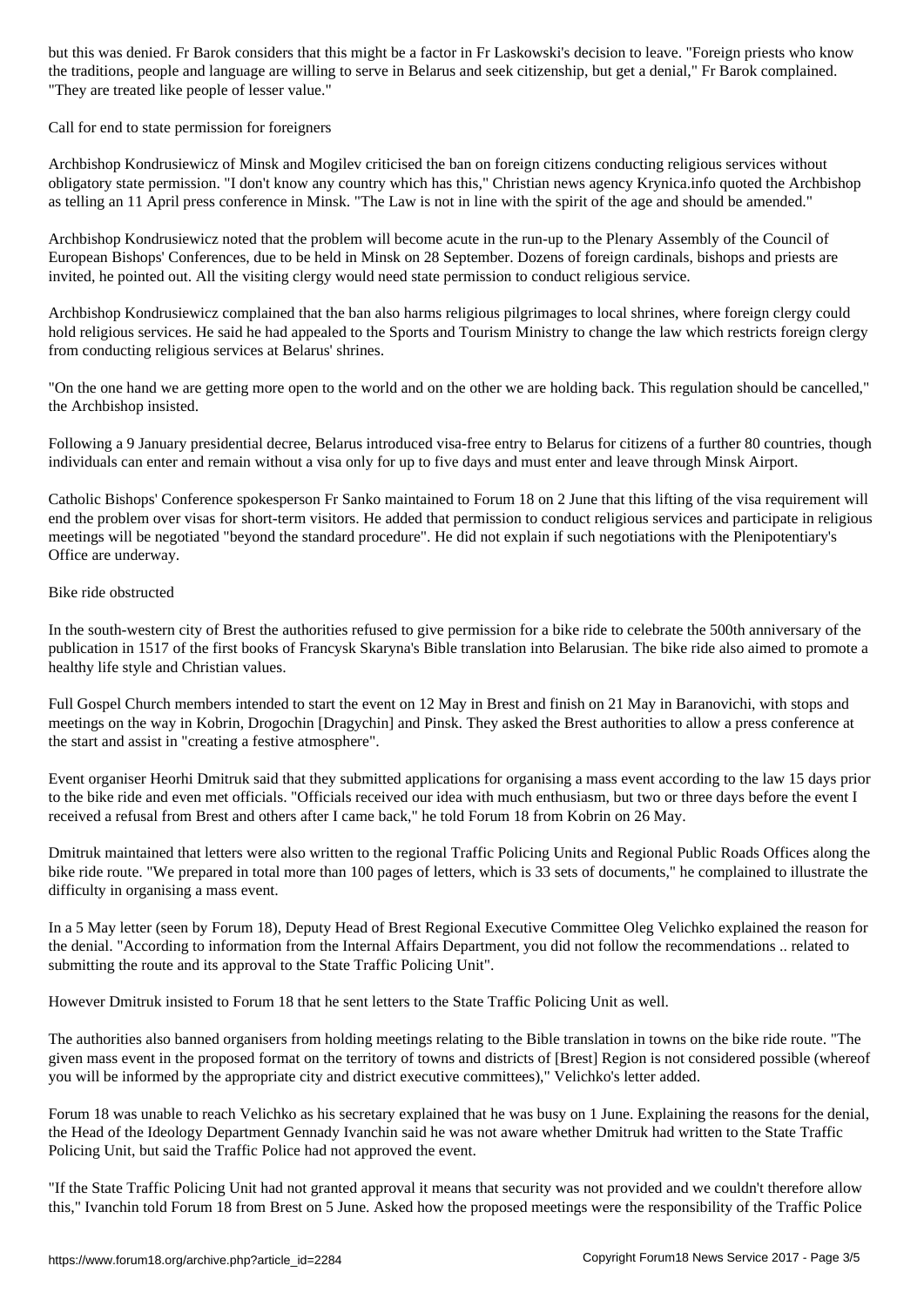but this was denied. Fr Barok considers that this might be a factor in Fr Laskowski's decision to leave. "Foreign priests who know the traditions, people and language are willing to serve in Belarus and seek citizenship, but get a denial," Fr Barok complained. "They are treated like people of lesser value."

## Call for end to state permission for foreigners

Archbishop Kondrusiewicz of Minsk and Mogilev criticised the ban on foreign citizens conducting religious services without obligatory state permission. "I don't know any country which has this," Christian news agency Krynica.info quoted the Archbishop as telling an 11 April press conference in Minsk. "The Law is not in line with the spirit of the age and should be amended."

Archbishop Kondrusiewicz noted that the problem will become acute in the run-up to the Plenary Assembly of the Council of European Bishops' Conferences, due to be held in Minsk on 28 September. Dozens of foreign cardinals, bishops and priests are invited, he pointed out. All the visiting clergy would need state permission to conduct religious service.

Archbishop Kondrusiewicz complained that the ban also harms religious pilgrimages to local shrines, where foreign clergy could hold religious services. He said he had appealed to the Sports and Tourism Ministry to change the law which restricts foreign clergy from conducting religious services at Belarus' shrines.

"On the one hand we are getting more open to the world and on the other we are holding back. This regulation should be cancelled," the Archbishop insisted.

Following a 9 January presidential decree, Belarus introduced visa-free entry to Belarus for citizens of a further 80 countries, though individuals can enter and remain without a visa only for up to five days and must enter and leave through Minsk Airport.

Catholic Bishops' Conference spokesperson Fr Sanko maintained to Forum 18 on 2 June that this lifting of the visa requirement will end the problem over visas for short-term visitors. He added that permission to conduct religious services and participate in religious meetings will be negotiated "beyond the standard procedure". He did not explain if such negotiations with the Plenipotentiary's Office are underway.

## Bike ride obstructed

In the south-western city of Brest the authorities refused to give permission for a bike ride to celebrate the 500th anniversary of the publication in 1517 of the first books of Francysk Skaryna's Bible translation into Belarusian. The bike ride also aimed to promote a healthy life style and Christian values.

Full Gospel Church members intended to start the event on 12 May in Brest and finish on 21 May in Baranovichi, with stops and meetings on the way in Kobrin, Drogochin [Dragychin] and Pinsk. They asked the Brest authorities to allow a press conference at the start and assist in "creating a festive atmosphere".

Event organiser Heorhi Dmitruk said that they submitted applications for organising a mass event according to the law 15 days prior to the bike ride and even met officials. "Officials received our idea with much enthusiasm, but two or three days before the event I received a refusal from Brest and others after I came back," he told Forum 18 from Kobrin on 26 May.

Dmitruk maintained that letters were also written to the regional Traffic Policing Units and Regional Public Roads Offices along the bike ride route. "We prepared in total more than 100 pages of letters, which is 33 sets of documents," he complained to illustrate the difficulty in organising a mass event.

In a 5 May letter (seen by Forum 18), Deputy Head of Brest Regional Executive Committee Oleg Velichko explained the reason for the denial. "According to information from the Internal Affairs Department, you did not follow the recommendations .. related to submitting the route and its approval to the State Traffic Policing Unit".

However Dmitruk insisted to Forum 18 that he sent letters to the State Traffic Policing Unit as well.

The authorities also banned organisers from holding meetings relating to the Bible translation in towns on the bike ride route. "The given mass event in the proposed format on the territory of towns and districts of [Brest] Region is not considered possible (whereof you will be informed by the appropriate city and district executive committees)," Velichko's letter added.

Forum 18 was unable to reach Velichko as his secretary explained that he was busy on 1 June. Explaining the reasons for the denial, the Head of the Ideology Department Gennady Ivanchin said he was not aware whether Dmitruk had written to the State Traffic Policing Unit, but said the Traffic Police had not approved the event.

"If the State Traffic Policing Unit had not granted approval it means that security was not provided and we couldn't therefore allow this," Ivanchin told Forum 18 from Brest on 5 June. Asked how the proposed meetings were the responsibility of the Traffic Police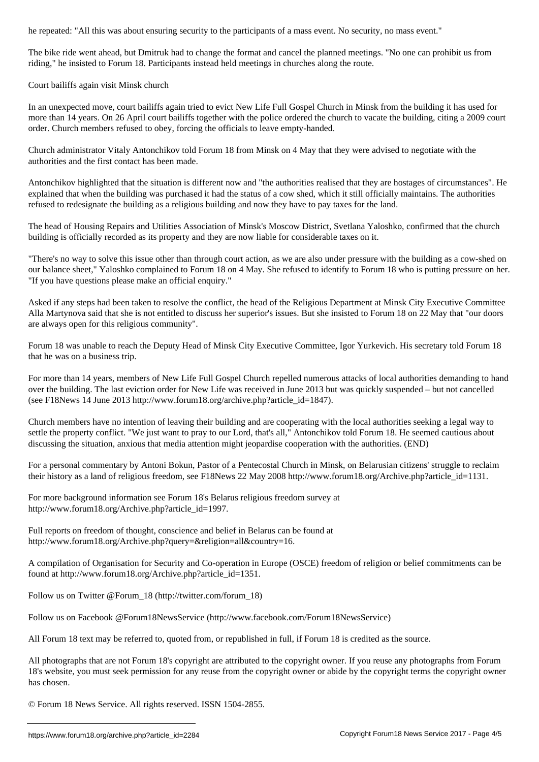he repeated: "All this was about ensuring security to the participants of a mass event. No security, no mass event."

The bike ride went ahead, but Dmitruk had to change the format and cancel the planned meetings. "No one can prohibit us from riding," he insisted to Forum 18. Participants instead held meetings in churches along the route.

## Court bailiffs again visit Minsk church

In an unexpected move, court bailiffs again tried to evict New Life Full Gospel Church in Minsk from the building it has used for more than 14 years. On 26 April court bailiffs together with the police ordered the church to vacate the building, citing a 2009 court order. Church members refused to obey, forcing the officials to leave empty-handed.

Church administrator Vitaly Antonchikov told Forum 18 from Minsk on 4 May that they were advised to negotiate with the authorities and the first contact has been made.

Antonchikov highlighted that the situation is different now and "the authorities realised that they are hostages of circumstances". He explained that when the building was purchased it had the status of a cow shed, which it still officially maintains. The authorities refused to redesignate the building as a religious building and now they have to pay taxes for the land.

The head of Housing Repairs and Utilities Association of Minsk's Moscow District, Svetlana Yaloshko, confirmed that the church building is officially recorded as its property and they are now liable for considerable taxes on it.

"There's no way to solve this issue other than through court action, as we are also under pressure with the building as a cow-shed on our balance sheet," Yaloshko complained to Forum 18 on 4 May. She refused to identify to Forum 18 who is putting pressure on her. "If you have questions please make an official enquiry."

Asked if any steps had been taken to resolve the conflict, the head of the Religious Department at Minsk City Executive Committee Alla Martynova said that she is not entitled to discuss her superior's issues. But she insisted to Forum 18 on 22 May that "our doors are always open for this religious community".

Forum 18 was unable to reach the Deputy Head of Minsk City Executive Committee, Igor Yurkevich. His secretary told Forum 18 that he was on a business trip.

For more than 14 years, members of New Life Full Gospel Church repelled numerous attacks of local authorities demanding to hand over the building. The last eviction order for New Life was received in June 2013 but was quickly suspended – but not cancelled (see F18News 14 June 2013 http://www.forum18.org/archive.php?article_id=1847).

Church members have no intention of leaving their building and are cooperating with the local authorities seeking a legal way to settle the property conflict. "We just want to pray to our Lord, that's all," Antonchikov told Forum 18. He seemed cautious about discussing the situation, anxious that media attention might jeopardise cooperation with the authorities. (END)

For a personal commentary by Antoni Bokun, Pastor of a Pentecostal Church in Minsk, on Belarusian citizens' struggle to reclaim their history as a land of religious freedom, see F18News 22 May 2008 http://www.forum18.org/Archive.php?article_id=1131.

For more background information see Forum 18's Belarus religious freedom survey at http://www.forum18.org/Archive.php?article_id=1997.

Full reports on freedom of thought, conscience and belief in Belarus can be found at http://www.forum18.org/Archive.php?query=&religion=all&country=16.

A compilation of Organisation for Security and Co-operation in Europe (OSCE) freedom of religion or belief commitments can be found at http://www.forum18.org/Archive.php?article_id=1351.

Follow us on Twitter @Forum_18 (http://twitter.com/forum_18)

Follow us on Facebook @Forum18NewsService (http://www.facebook.com/Forum18NewsService)

All Forum 18 text may be referred to, quoted from, or republished in full, if Forum 18 is credited as the source.

All photographs that are not Forum 18's copyright are attributed to the copyright owner. If you reuse any photographs from Forum 18's website, you must seek permission for any reuse from the copyright owner or abide by the copyright terms the copyright owner has chosen.

© Forum 18 News Service. All rights reserved. ISSN 1504-2855.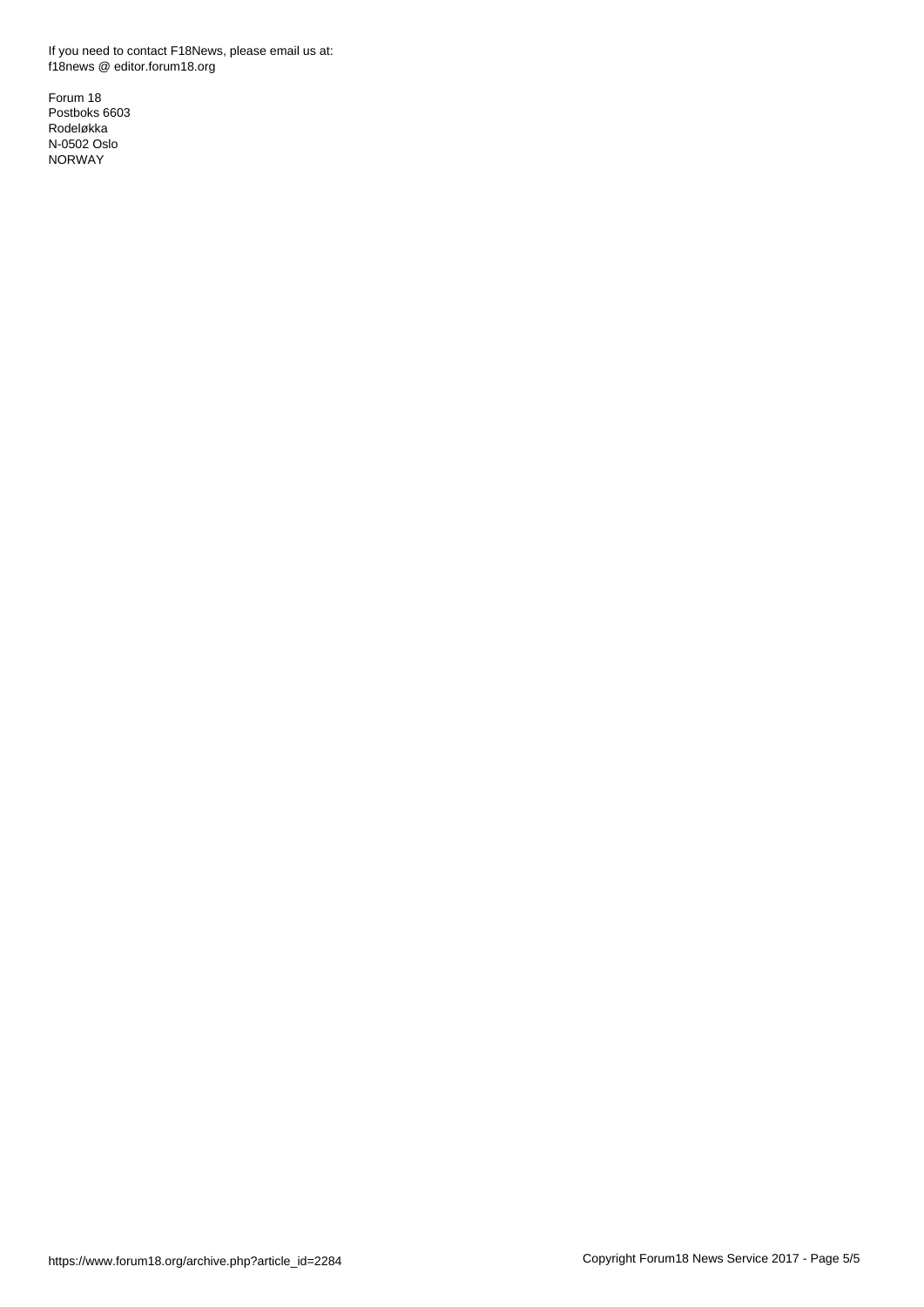If you need to contact F18News, please email us at:
f18news @ editor.forum18.org

Forum 18
Postboks 6603
Rodeløkka
N-0502 Oslo
NORWAY